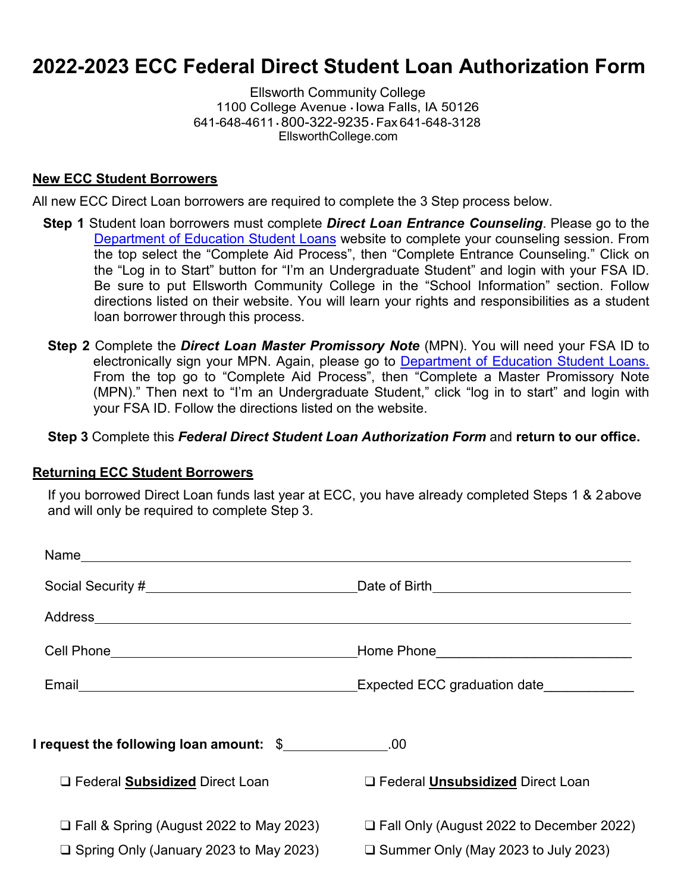# 2022-2023 ECC Federal Direct Student Loan Authorization Form

Ellsworth Community College
1100 College Avenue · Iowa Falls, IA 50126
641-648-4611 · 800-322-9235 · Fax 641-648-3128
EllsworthCollege.com

**New ECC Student Borrowers**

All new ECC Direct Loan borrowers are required to complete the 3 Step process below.

**Step 1** Student loan borrowers must complete ***Direct Loan Entrance Counseling***. Please go to the Department of Education Student Loans website to complete your counseling session. From the top select the "Complete Aid Process", then "Complete Entrance Counseling." Click on the "Log in to Start" button for "I'm an Undergraduate Student" and login with your FSA ID. Be sure to put Ellsworth Community College in the "School Information" section. Follow directions listed on their website. You will learn your rights and responsibilities as a student loan borrower through this process.

**Step 2** Complete the ***Direct Loan Master Promissory Note*** (MPN). You will need your FSA ID to electronically sign your MPN. Again, please go to Department of Education Student Loans. From the top go to "Complete Aid Process", then "Complete a Master Promissory Note (MPN)." Then next to "I'm an Undergraduate Student," click "log in to start" and login with your FSA ID. Follow the directions listed on the website.

**Step 3** Complete this ***Federal Direct Student Loan Authorization Form*** and **return to our office.**

**Returning ECC Student Borrowers**

If you borrowed Direct Loan funds last year at ECC, you have already completed Steps 1 & 2 above and will only be required to complete Step 3.

Name ____________________________________________

Social Security # ____________________ Date of Birth ____________________

Address ____________________________________________

Cell Phone ____________________ Home Phone ____________________

Email ____________________ Expected ECC graduation date ____________

**I request the following loan amount:** $____________.00

❑ Federal **Subsidized** Direct Loan ❑ Federal **Unsubsidized** Direct Loan

❑ Fall & Spring (August 2022 to May 2023) ❑ Fall Only (August 2022 to December 2022)

❑ Spring Only (January 2023 to May 2023) ❑ Summer Only (May 2023 to July 2023)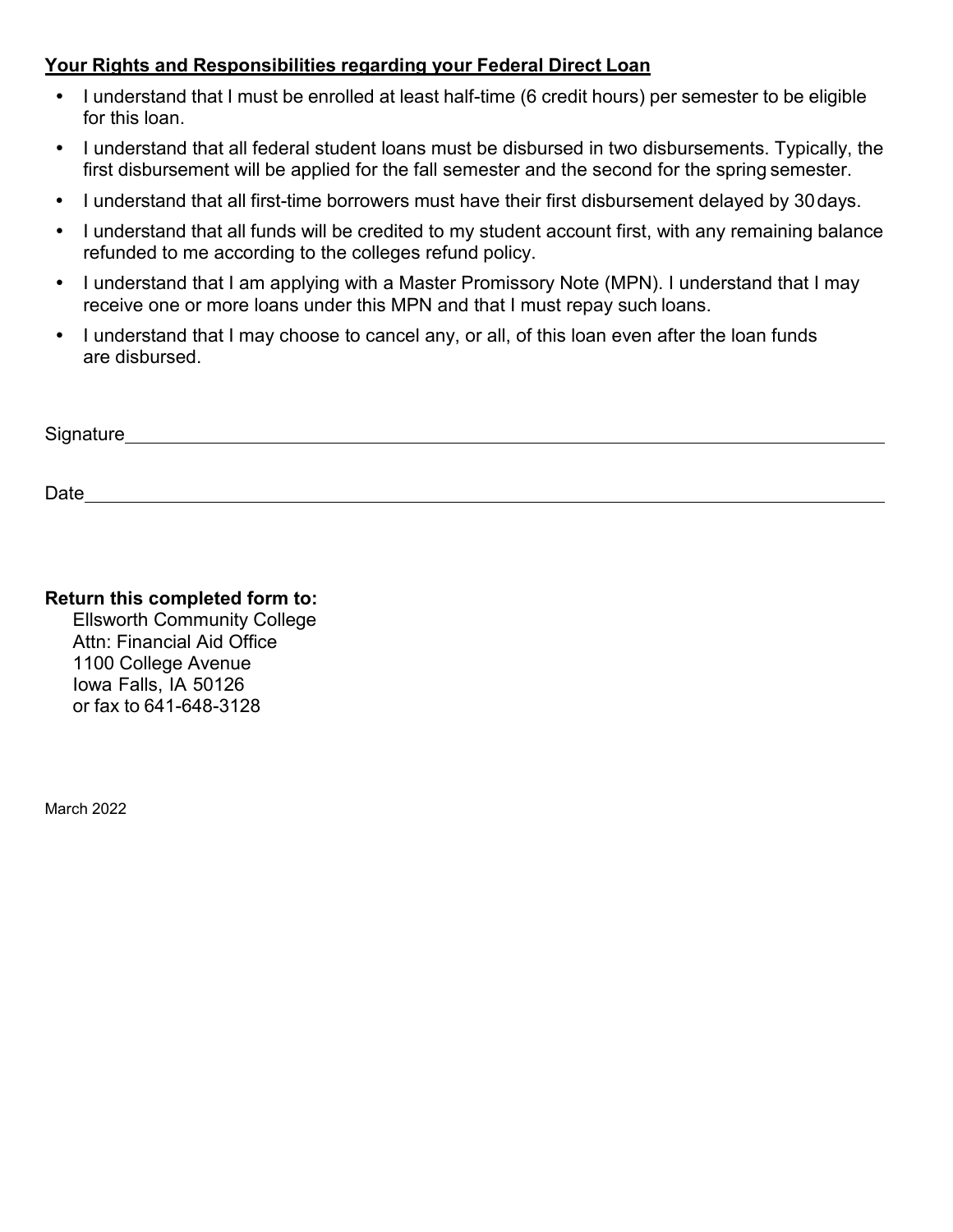**Your Rights and Responsibilities regarding your Federal Direct Loan**

- I understand that I must be enrolled at least half-time (6 credit hours) per semester to be eligible for this loan.
- I understand that all federal student loans must be disbursed in two disbursements. Typically, the first disbursement will be applied for the fall semester and the second for the spring semester.
- I understand that all first-time borrowers must have their first disbursement delayed by 30 days.
- I understand that all funds will be credited to my student account first, with any remaining balance refunded to me according to the colleges refund policy.
- I understand that I am applying with a Master Promissory Note (MPN). I understand that I may receive one or more loans under this MPN and that I must repay such loans.
- I understand that I may choose to cancel any, or all, of this loan even after the loan funds are disbursed.

Signature\_\_\_\_\_\_\_\_\_\_\_\_\_\_\_\_\_\_\_\_\_\_\_\_\_\_\_\_\_\_\_\_\_\_\_\_\_\_\_\_

Date\_\_\_\_\_\_\_\_\_\_\_\_\_\_\_\_\_\_\_\_\_\_\_\_\_\_\_\_\_\_\_\_\_\_\_\_\_\_\_\_

**Return this completed form to:**

Ellsworth Community College
Attn: Financial Aid Office
1100 College Avenue
Iowa Falls, IA 50126
or fax to 641-648-3128

March 2022